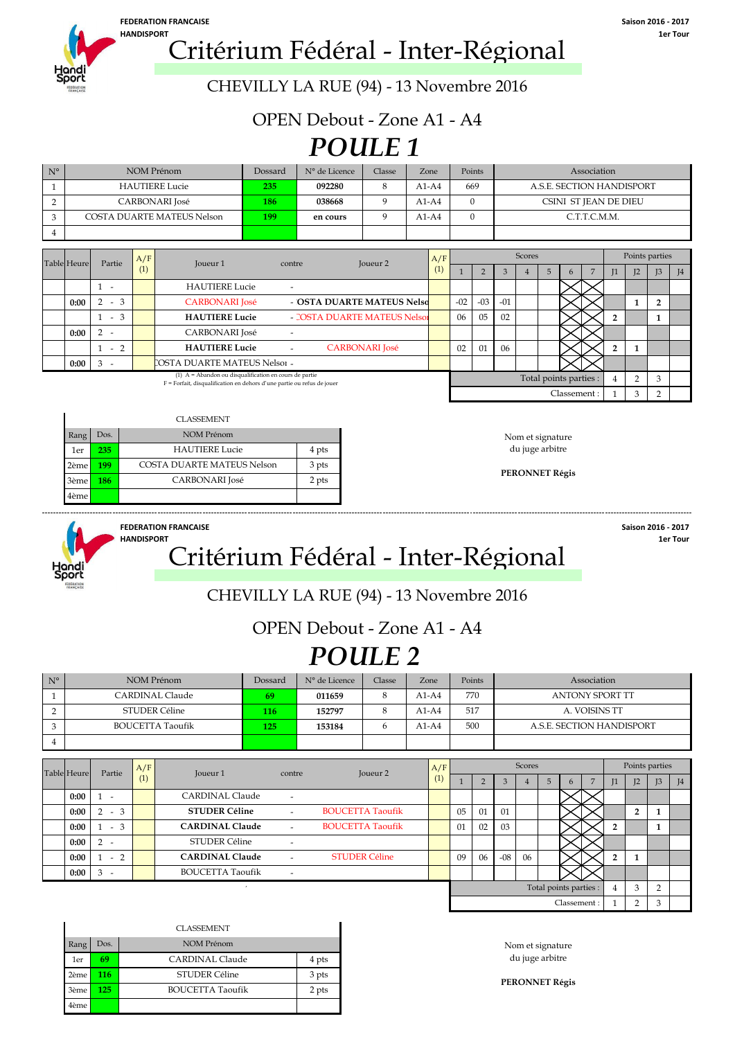FEDERATION FRANCAISE HANDISPORT

Saison 2016 - 2017
1er Tour

# Critérium Fédéral - Inter-Régional

## CHEVILLY LA RUE (94) - 13 Novembre 2016

## OPEN Debout - Zone A1 - A4

# POULE 1

| N° | NOM Prénom | Dossard | N° de Licence | Classe | Zone | Points | Association |
|---|---|---|---|---|---|---|---|
| 1 | HAUTIERE Lucie | 235 | 092280 | 8 | A1-A4 | 669 | A.S.E. SECTION HANDISPORT |
| 2 | CARBONARI José | 186 | 038668 | 9 | A1-A4 | 0 | CSINI ST JEAN DE DIEU |
| 3 | COSTA DUARTE MATEUS Nelson | 199 | en cours | 9 | A1-A4 | 0 | C.T.T.C.M.M. |
| 4 | | | | | | | |

| Table | Heure | Partie | A/F (1) | Joueur 1 | contre | Joueur 2 | A/F (1) | Scores 1 | 2 | 3 | 4 | 5 | 6 | 7 | Points parties J1 | J2 | J3 | J4 |
|---|---|---|---|---|---|---|---|---|---|---|---|---|---|---|---|---|---|---|
| | | 1 - | | HAUTIERE Lucie | - | | | | | | | | | | | | | |
| | 0:00 | 2 - 3 | | CARBONARI José | - | OSTA DUARTE MATEUS Nelso | | -02 | -03 | -01 | | | | | | 1 | 2 | |
| | | 1 - 3 | | HAUTIERE Lucie | - | COSTA DUARTE MATEUS Nelso | | 06 | 05 | 02 | | | | | 2 | | 1 | |
| | 0:00 | 2 - | | CARBONARI José | - | | | | | | | | | | | | | |
| | | 1 - 2 | | HAUTIERE Lucie | - | CARBONARI José | | 02 | 01 | 06 | | | | | 2 | 1 | | |
| | 0:00 | 3 - | | COSTA DUARTE MATEUS Nelson | - | | | | | | | | | | | | | |
| | | | | | | | | | | | | | | Total points parties : | 4 | 2 | 3 | |
| | | | | | | | | | | | | | | Classement : | 1 | 3 | 2 | |

(1) A = Abandon ou disqualification en cours de partie
F = Forfait, disqualification en dehors d'une partie ou refus de jouer

CLASSEMENT

| Rang | Dos. | NOM Prénom | |
|---|---|---|---|
| 1er | 235 | HAUTIERE Lucie | 4 pts |
| 2ème | 199 | COSTA DUARTE MATEUS Nelson | 3 pts |
| 3ème | 186 | CARBONARI José | 2 pts |
| 4ème | | | |

Nom et signature du juge arbitre

**PERONNET Régis**

---

FEDERATION FRANCAISE HANDISPORT

Saison 2016 - 2017
1er Tour

# Critérium Fédéral - Inter-Régional

## CHEVILLY LA RUE (94) - 13 Novembre 2016

## OPEN Debout - Zone A1 - A4

# POULE 2

| N° | NOM Prénom | Dossard | N° de Licence | Classe | Zone | Points | Association |
|---|---|---|---|---|---|---|---|
| 1 | CARDINAL Claude | 69 | 011659 | 8 | A1-A4 | 770 | ANTONY SPORT TT |
| 2 | STUDER Céline | 116 | 152797 | 8 | A1-A4 | 517 | A. VOISINS TT |
| 3 | BOUCETTA Taoufik | 125 | 153184 | 6 | A1-A4 | 500 | A.S.E. SECTION HANDISPORT |
| 4 | | | | | | | |

| Table | Heure | Partie | A/F (1) | Joueur 1 | contre | Joueur 2 | A/F (1) | Scores 1 | 2 | 3 | 4 | 5 | 6 | 7 | Points parties J1 | J2 | J3 | J4 |
|---|---|---|---|---|---|---|---|---|---|---|---|---|---|---|---|---|---|---|
| | 0:00 | 1 - | | CARDINAL Claude | - | | | | | | | | | | | | | |
| | 0:00 | 2 - 3 | | STUDER Céline | - | BOUCETTA Taoufik | | 05 | 01 | 01 | | | | | | 2 | 1 | |
| | 0:00 | 1 - 3 | | CARDINAL Claude | - | BOUCETTA Taoufik | | 01 | 02 | 03 | | | | | 2 | | 1 | |
| | 0:00 | 2 - | | STUDER Céline | - | | | | | | | | | | | | | |
| | 0:00 | 1 - 2 | | CARDINAL Claude | - | STUDER Céline | | 09 | 06 | -08 | 06 | | | | 2 | 1 | | |
| | 0:00 | 3 - | | BOUCETTA Taoufik | - | | | | | | | | | | | | | |
| | | | | | | | | | | | | | | Total points parties : | 4 | 3 | 2 | |
| | | | | | | | | | | | | | | Classement : | 1 | 2 | 3 | |

CLASSEMENT

| Rang | Dos. | NOM Prénom | |
|---|---|---|---|
| 1er | 69 | CARDINAL Claude | 4 pts |
| 2ème | 116 | STUDER Céline | 3 pts |
| 3ème | 125 | BOUCETTA Taoufik | 2 pts |
| 4ème | | | |

Nom et signature du juge arbitre

**PERONNET Régis**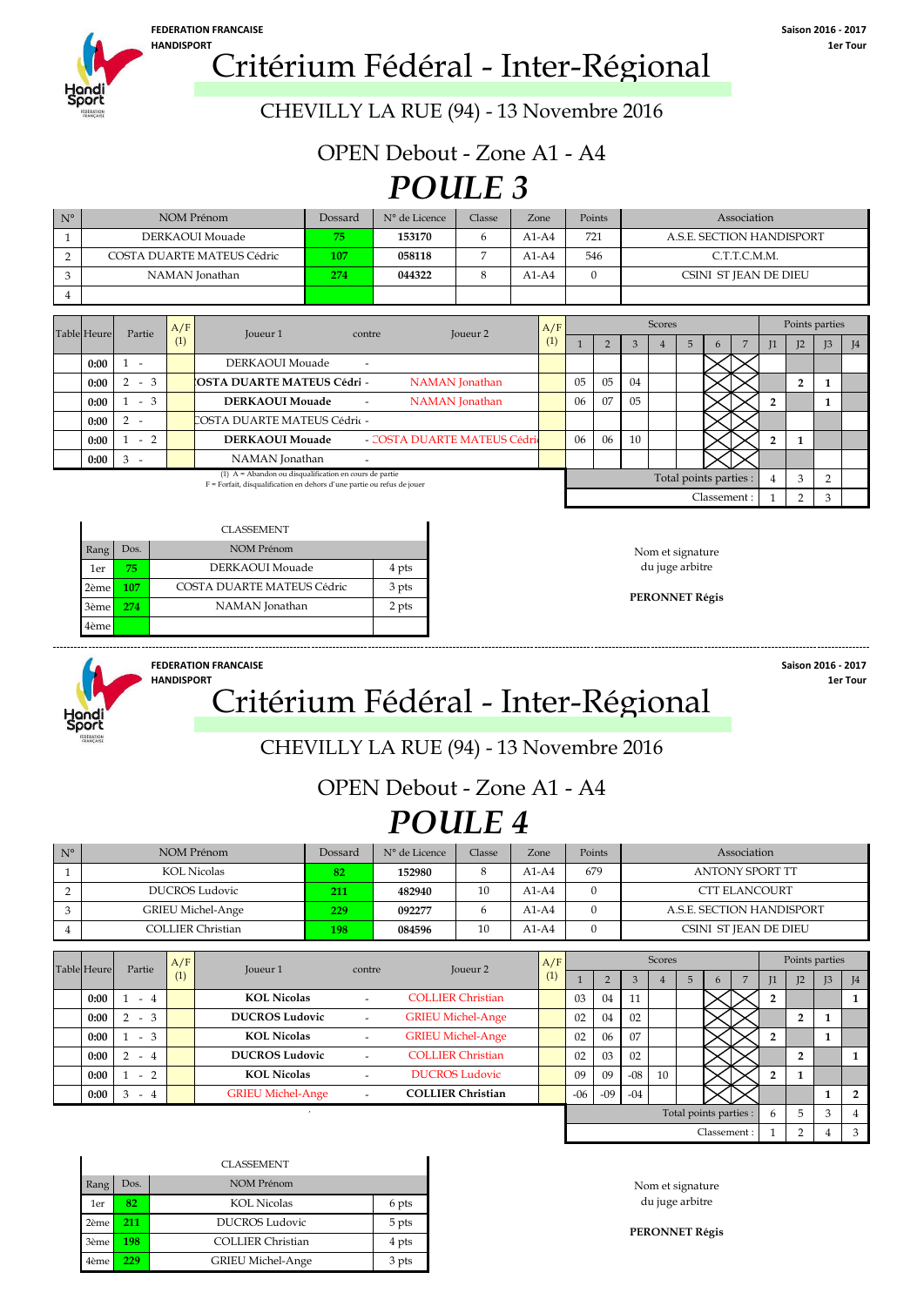FEDERATION FRANCAISE HANDISPORT

Saison 2016 - 2017
1er Tour

# Critérium Fédéral - Inter-Régional

## CHEVILLY LA RUE (94) - 13 Novembre 2016

### OPEN Debout - Zone A1 - A4

# *POULE 3*

| N° | NOM Prénom | Dossard | N° de Licence | Classe | Zone | Points | Association |
|---|---|---|---|---|---|---|---|
| 1 | DERKAOUI Mouade | 75 | 153170 | 6 | A1-A4 | 721 | A.S.E. SECTION HANDISPORT |
| 2 | COSTA DUARTE MATEUS Cédric | 107 | 058118 | 7 | A1-A4 | 546 | C.T.T.C.M.M. |
| 3 | NAMAN Jonathan | 274 | 044322 | 8 | A1-A4 | 0 | CSINI ST JEAN DE DIEU |
| 4 | | | | | | | |

| Table | Heure | Partie | A/F (1) | Joueur 1 | contre | Joueur 2 | A/F (1) | 1 | 2 | 3 | 4 | 5 | 6 | 7 | J1 | J2 | J3 | J4 |
|---|---|---|---|---|---|---|---|---|---|---|---|---|---|---|---|---|---|---|
| | 0:00 | 1 - | | DERKAOUI Mouade | - | | | | | | | | | | | | | |
| | 0:00 | 2 - 3 | | **COSTA DUARTE MATEUS Cédric** | - | NAMAN Jonathan | | 05 | 05 | 04 | | | | | | **2** | **1** | |
| | 0:00 | 1 - 3 | | **DERKAOUI Mouade** | - | NAMAN Jonathan | | 06 | 07 | 05 | | | | | **2** | | **1** | |
| | 0:00 | 2 - | | COSTA DUARTE MATEUS Cédric | - | | | | | | | | | | | | | |
| | 0:00 | 1 - 2 | | **DERKAOUI Mouade** | - | COSTA DUARTE MATEUS Cédric | | 06 | 06 | 10 | | | | | **2** | **1** | | |
| | 0:00 | 3 - | | NAMAN Jonathan | - | | | | | | | | | | | | | |
| | | | | | | | | | | | | | | Total points parties : | 4 | 3 | 2 | |
| | | | | | | | | | | | | | | Classement : | 1 | 2 | 3 | |

(1) A = Abandon ou disqualification en cours de partie
F = Forfait, disqualification en dehors d'une partie ou refus de jouer

| Rang | Dos. | NOM Prénom | CLASSEMENT |
|---|---|---|---|
| 1er | 75 | DERKAOUI Mouade | 4 pts |
| 2ème | 107 | COSTA DUARTE MATEUS Cédric | 3 pts |
| 3ème | 274 | NAMAN Jonathan | 2 pts |
| 4ème | | | |

Nom et signature du juge arbitre

**PERONNET Régis**

---

FEDERATION FRANCAISE HANDISPORT

Saison 2016 - 2017
1er Tour

# Critérium Fédéral - Inter-Régional

## CHEVILLY LA RUE (94) - 13 Novembre 2016

### OPEN Debout - Zone A1 - A4

# *POULE 4*

| N° | NOM Prénom | Dossard | N° de Licence | Classe | Zone | Points | Association |
|---|---|---|---|---|---|---|---|
| 1 | KOL Nicolas | 82 | 152980 | 8 | A1-A4 | 679 | ANTONY SPORT TT |
| 2 | DUCROS Ludovic | 211 | 482940 | 10 | A1-A4 | 0 | CTT ELANCOURT |
| 3 | GRIEU Michel-Ange | 229 | 092277 | 6 | A1-A4 | 0 | A.S.E. SECTION HANDISPORT |
| 4 | COLLIER Christian | 198 | 084596 | 10 | A1-A4 | 0 | CSINI ST JEAN DE DIEU |

| Table | Heure | Partie | A/F (1) | Joueur 1 | contre | Joueur 2 | A/F (1) | 1 | 2 | 3 | 4 | 5 | 6 | 7 | J1 | J2 | J3 | J4 |
|---|---|---|---|---|---|---|---|---|---|---|---|---|---|---|---|---|---|---|
| | 0:00 | 1 - 4 | | **KOL Nicolas** | - | COLLIER Christian | | 03 | 04 | 11 | | | | | **2** | | | **1** |
| | 0:00 | 2 - 3 | | **DUCROS Ludovic** | - | GRIEU Michel-Ange | | 02 | 04 | 02 | | | | | | **2** | **1** | |
| | 0:00 | 1 - 3 | | **KOL Nicolas** | - | GRIEU Michel-Ange | | 02 | 06 | 07 | | | | | **2** | | **1** | |
| | 0:00 | 2 - 4 | | **DUCROS Ludovic** | - | COLLIER Christian | | 02 | 03 | 02 | | | | | | **2** | | **1** |
| | 0:00 | 1 - 2 | | **KOL Nicolas** | - | DUCROS Ludovic | | 09 | 09 | -08 | 10 | | | | **2** | **1** | | |
| | 0:00 | 3 - 4 | | GRIEU Michel-Ange | - | **COLLIER Christian** | | -06 | -09 | -04 | | | | | | | **1** | **2** |
| | | | | | | | | | | | | | | Total points parties : | 6 | 5 | 3 | 4 |
| | | | | | | | | | | | | | | Classement : | 1 | 2 | 4 | 3 |

| Rang | Dos. | NOM Prénom | CLASSEMENT |
|---|---|---|---|
| 1er | 82 | KOL Nicolas | 6 pts |
| 2ème | 211 | DUCROS Ludovic | 5 pts |
| 3ème | 198 | COLLIER Christian | 4 pts |
| 4ème | 229 | GRIEU Michel-Ange | 3 pts |

Nom et signature du juge arbitre

**PERONNET Régis**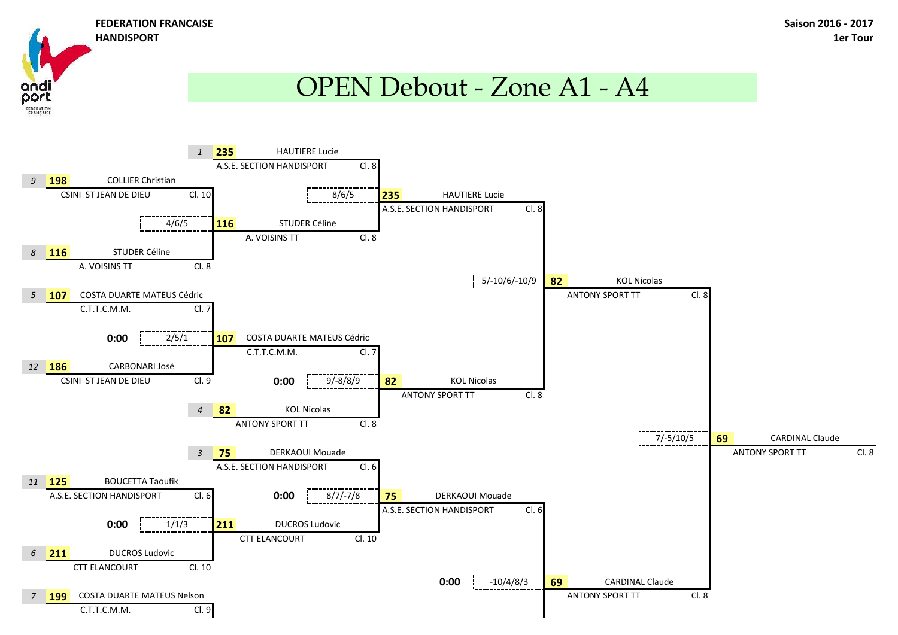FEDERATION FRANCAISE
HANDISPORT

Saison 2016 - 2017
1er Tour

# OPEN Debout - Zone A1 - A4

## Premier tour

| Seed | N° | Joueur | Club | Cl. | Score | Vainqueur |
|---|---|---|---|---|---|---|
| 9 | 198 | COLLIER Christian | CSINI ST JEAN DE DIEU | Cl. 10 | 4/6/5 | 116 STUDER Céline |
| 8 | 116 | STUDER Céline | A. VOISINS TT | Cl. 8 | | |
| 5 | 107 | COSTA DUARTE MATEUS Cédric | C.T.T.C.M.M. | Cl. 7 | 0:00 — 2/5/1 | 107 COSTA DUARTE MATEUS Cédric |
| 12 | 186 | CARBONARI José | CSINI ST JEAN DE DIEU | Cl. 9 | | |
| 11 | 125 | BOUCETTA Taoufik | A.S.E. SECTION HANDISPORT | Cl. 6 | 0:00 — 1/1/3 | 211 DUCROS Ludovic |
| 6 | 211 | DUCROS Ludovic | CTT ELANCOURT | Cl. 10 | | |
| 7 | 199 | COSTA DUARTE MATEUS Nelson | C.T.T.C.M.M. | Cl. 9 | | |

## Deuxième tour

| Joueur 1 | Joueur 2 | Score | Vainqueur |
|---|---|---|---|
| 1 — 235 HAUTIERE Lucie (A.S.E. SECTION HANDISPORT, Cl. 8) | 116 STUDER Céline (A. VOISINS TT, Cl. 8) | 8/6/5 | 235 HAUTIERE Lucie (A.S.E. SECTION HANDISPORT, Cl. 8) |
| 107 COSTA DUARTE MATEUS Cédric (C.T.T.C.M.M., Cl. 7) | 4 — 82 KOL Nicolas (ANTONY SPORT TT, Cl. 8) | 0:00 — 9/-8/8/9 | 82 KOL Nicolas (ANTONY SPORT TT, Cl. 8) |
| 3 — 75 DERKAOUI Mouade (A.S.E. SECTION HANDISPORT, Cl. 6) | 211 DUCROS Ludovic (CTT ELANCOURT, Cl. 10) | 0:00 — 8/7/-7/8 | 75 DERKAOUI Mouade (A.S.E. SECTION HANDISPORT, Cl. 6) |

## Quarts de finale

| Joueur 1 | Joueur 2 | Score | Vainqueur |
|---|---|---|---|
| 235 HAUTIERE Lucie | 82 KOL Nicolas | 5/-10/6/-10/9 | 82 KOL Nicolas (ANTONY SPORT TT, Cl. 8) |
| 75 DERKAOUI Mouade | | 0:00 — -10/4/8/3 | 69 CARDINAL Claude (ANTONY SPORT TT, Cl. 8) |

## Demi-finale

| Joueur 1 | Joueur 2 | Score | Vainqueur |
|---|---|---|---|
| 82 KOL Nicolas | 69 CARDINAL Claude | 7/-5/10/5 | 69 CARDINAL Claude (ANTONY SPORT TT, Cl. 8) |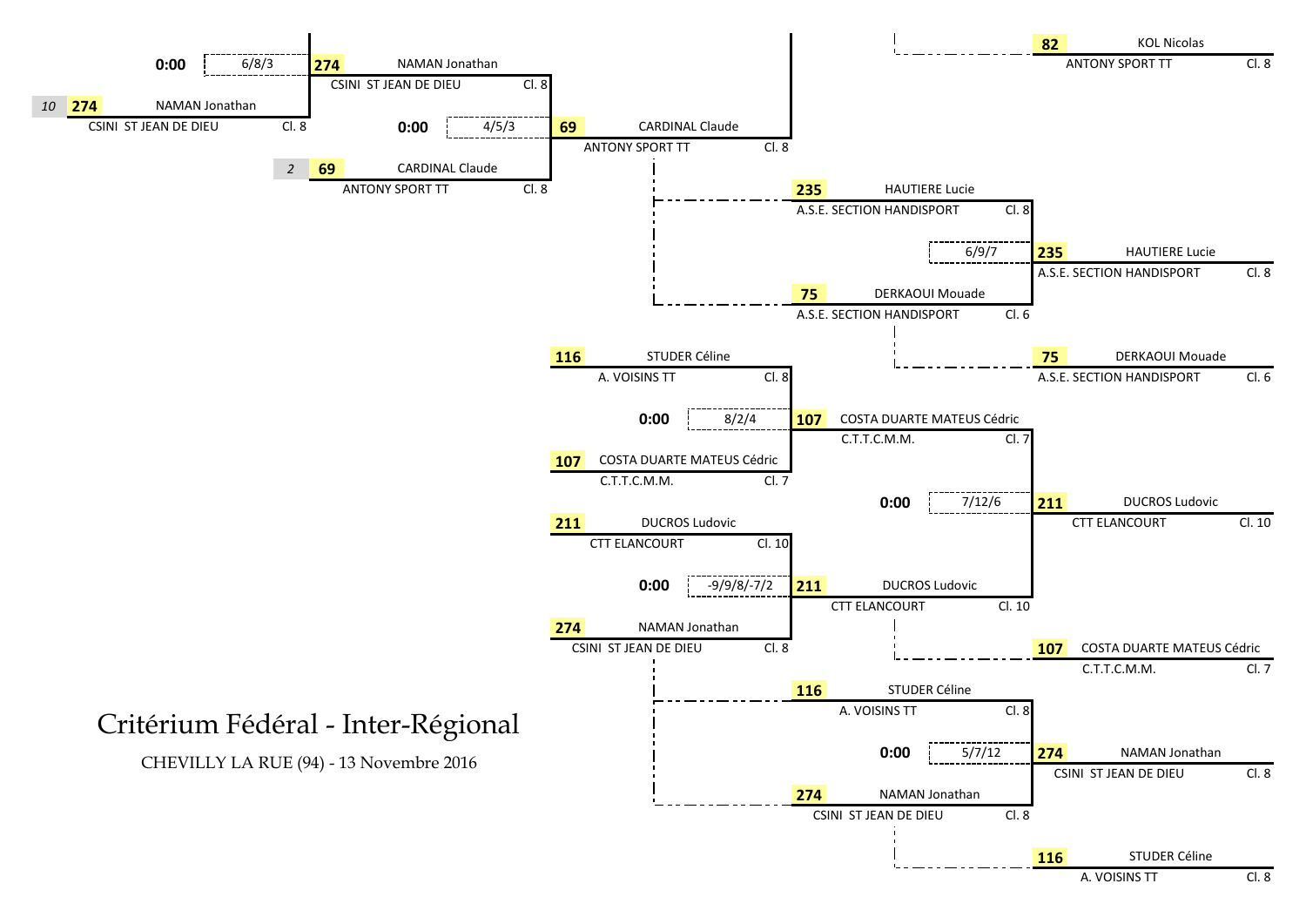# Critérium Fédéral - Inter-Régional

CHEVILLY LA RUE (94) - 13 Novembre 2016

| Tour | Joueur A | Joueur B | Score | Vainqueur |
|---|---|---|---|---|
| | — | — | 6/8/3 (0:00) | 274 NAMAN Jonathan – CSINI ST JEAN DE DIEU – Cl. 8 |
| | 10 – 274 NAMAN Jonathan – CSINI ST JEAN DE DIEU – Cl. 8 | 2 – 69 CARDINAL Claude – ANTONY SPORT TT – Cl. 8 | 4/5/3 (0:00) | 69 CARDINAL Claude – ANTONY SPORT TT – Cl. 8 |
| | 235 HAUTIERE Lucie – A.S.E. SECTION HANDISPORT – Cl. 8 | 75 DERKAOUI Mouade – A.S.E. SECTION HANDISPORT – Cl. 6 | 6/9/7 | 235 HAUTIERE Lucie – A.S.E. SECTION HANDISPORT – Cl. 8 |
| | 116 STUDER Céline – A. VOISINS TT – Cl. 8 | 107 COSTA DUARTE MATEUS Cédric – C.T.T.C.M.M. – Cl. 7 | 8/2/4 (0:00) | 107 COSTA DUARTE MATEUS Cédric – C.T.T.C.M.M. – Cl. 7 |
| | 211 DUCROS Ludovic – CTT ELANCOURT – Cl. 10 | 274 NAMAN Jonathan – CSINI ST JEAN DE DIEU – Cl. 8 | -9/9/8/-7/2 (0:00) | 211 DUCROS Ludovic – CTT ELANCOURT – Cl. 10 |
| | 107 COSTA DUARTE MATEUS Cédric – C.T.T.C.M.M. – Cl. 7 | 211 DUCROS Ludovic – CTT ELANCOURT – Cl. 10 | 7/12/6 (0:00) | 211 DUCROS Ludovic – CTT ELANCOURT – Cl. 10 |
| | 116 STUDER Céline – A. VOISINS TT – Cl. 8 | 274 NAMAN Jonathan – CSINI ST JEAN DE DIEU – Cl. 8 | 5/7/12 (0:00) | 274 NAMAN Jonathan – CSINI ST JEAN DE DIEU – Cl. 8 |

Classement (places) :

- 82 KOL Nicolas – ANTONY SPORT TT – Cl. 8
- 235 HAUTIERE Lucie – A.S.E. SECTION HANDISPORT – Cl. 8
- 75 DERKAOUI Mouade – A.S.E. SECTION HANDISPORT – Cl. 6
- 211 DUCROS Ludovic – CTT ELANCOURT – Cl. 10
- 107 COSTA DUARTE MATEUS Cédric – C.T.T.C.M.M. – Cl. 7
- 274 NAMAN Jonathan – CSINI ST JEAN DE DIEU – Cl. 8
- 116 STUDER Céline – A. VOISINS TT – Cl. 8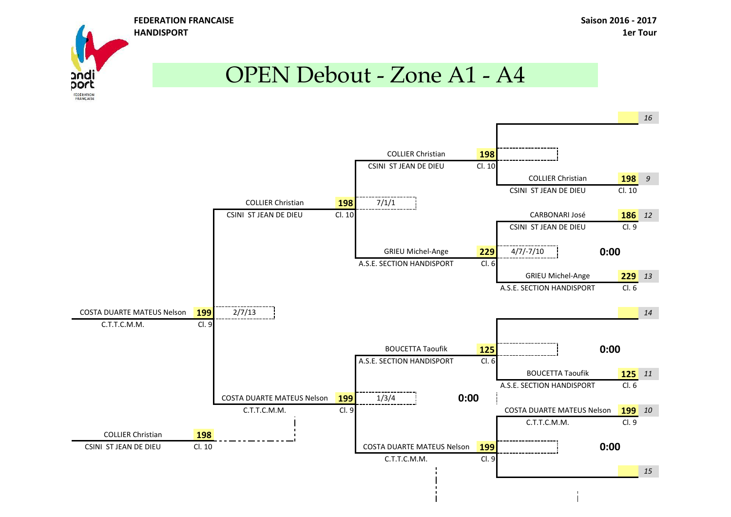**FEDERATION FRANCAISE HANDISPORT**

**Saison 2016 - 2017**
**1er Tour**

# OPEN Debout - Zone A1 - A4

| Joueur | Club | Points | Classement | Score | Place |
|---|---|---|---|---|---|
| | | | | | *16* |
| COLLIER Christian | CSINI ST JEAN DE DIEU | 198 | Cl. 10 | | |
| COLLIER Christian | CSINI ST JEAN DE DIEU | 198 | Cl. 10 | | *9* |
| COLLIER Christian | CSINI ST JEAN DE DIEU | 198 | Cl. 10 | 7/1/1 | |
| CARBONARI José | CSINI ST JEAN DE DIEU | 186 | Cl. 9 | | *12* |
| GRIEU Michel-Ange | A.S.E. SECTION HANDISPORT | 229 | Cl. 6 | 4/7/-7/10 | |
| | | | | 0:00 | |
| GRIEU Michel-Ange | A.S.E. SECTION HANDISPORT | 229 | Cl. 6 | | *13* |
| COSTA DUARTE MATEUS Nelson | C.T.T.C.M.M. | 199 | Cl. 9 | 2/7/13 | |
| | | | | | *14* |
| | | | | 0:00 | |
| BOUCETTA Taoufik | A.S.E. SECTION HANDISPORT | 125 | Cl. 6 | | |
| BOUCETTA Taoufik | A.S.E. SECTION HANDISPORT | 125 | Cl. 6 | | *11* |
| COSTA DUARTE MATEUS Nelson | C.T.T.C.M.M. | 199 | Cl. 9 | 1/3/4 | |
| | | | | 0:00 | |
| COSTA DUARTE MATEUS Nelson | C.T.T.C.M.M. | 199 | Cl. 9 | | *10* |
| COLLIER Christian | CSINI ST JEAN DE DIEU | 198 | Cl. 10 | | |
| COSTA DUARTE MATEUS Nelson | C.T.T.C.M.M. | 199 | Cl. 9 | | |
| | | | | 0:00 | |
| | | | | | *15* |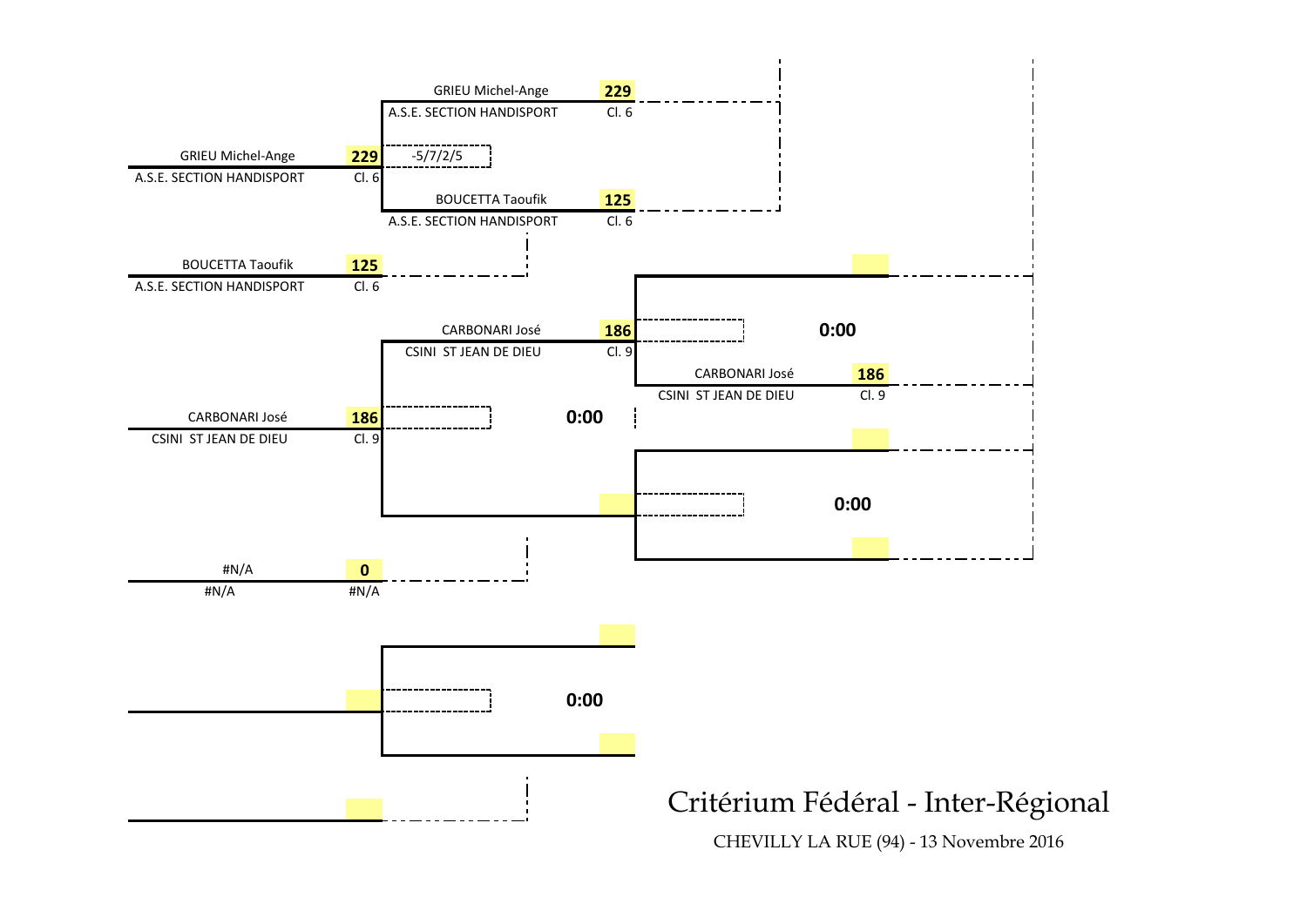# Critérium Fédéral - Inter-Régional

CHEVILLY LA RUE (94) - 13 Novembre 2016

**Premier tour**

| Joueur | Club | Points | Classement |
| --- | --- | --- | --- |
| GRIEU Michel-Ange | A.S.E. SECTION HANDISPORT | 229 | Cl. 6 |
| BOUCETTA Taoufik | A.S.E. SECTION HANDISPORT | 125 | Cl. 6 |
| CARBONARI José | CSINI ST JEAN DE DIEU | 186 | Cl. 9 |
| #N/A | #N/A | 0 | #N/A |

**Deuxième tour**

| Joueur | Club | Points | Classement | Score |
| --- | --- | --- | --- | --- |
| GRIEU Michel-Ange | A.S.E. SECTION HANDISPORT | 229 | Cl. 6 | -5/7/2/5 |
| BOUCETTA Taoufik | A.S.E. SECTION HANDISPORT | 125 | Cl. 6 | |
| CARBONARI José | CSINI ST JEAN DE DIEU | 186 | Cl. 9 | 0:00 |
| | | | | 0:00 |

**Troisième tour**

| Joueur | Club | Points | Classement | Score |
| --- | --- | --- | --- | --- |
| | | | | 0:00 |
| CARBONARI José | CSINI ST JEAN DE DIEU | 186 | Cl. 9 | |
| | | | | 0:00 |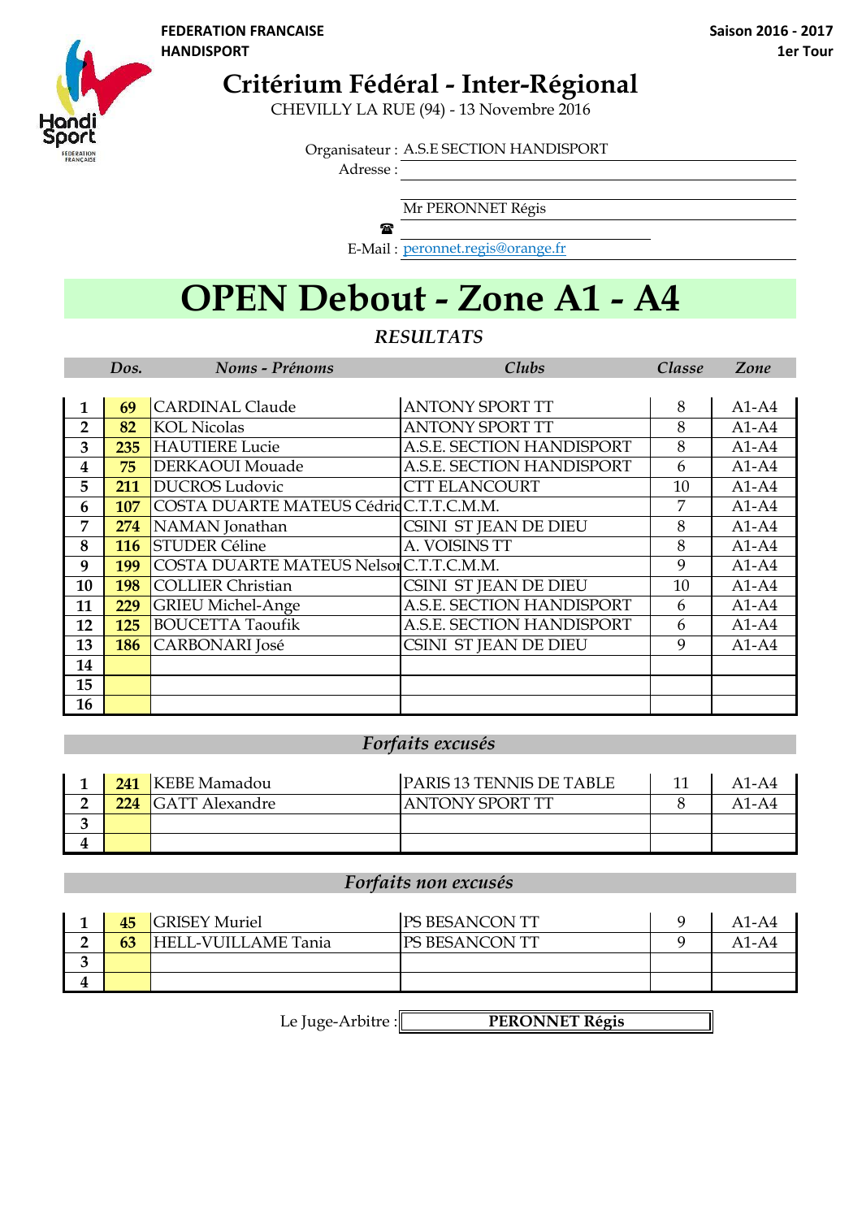**FEDERATION FRANCAISE HANDISPORT**

**Saison 2016 - 2017**
**1er Tour**

# Critérium Fédéral - Inter-Régional

CHEVILLY LA RUE (94) - 13 Novembre 2016

Organisateur : A.S.E SECTION HANDISPORT

Adresse :

Mr PERONNET Régis

☎

E-Mail : peronnet.regis@orange.fr

# OPEN Debout - Zone A1 - A4

*RESULTATS*

| | Dos. | Noms - Prénoms | Clubs | Classe | Zone |
|---|---|---|---|---|---|
| 1 | 69 | CARDINAL Claude | ANTONY SPORT TT | 8 | A1-A4 |
| 2 | 82 | KOL Nicolas | ANTONY SPORT TT | 8 | A1-A4 |
| 3 | 235 | HAUTIERE Lucie | A.S.E. SECTION HANDISPORT | 8 | A1-A4 |
| 4 | 75 | DERKAOUI Mouade | A.S.E. SECTION HANDISPORT | 6 | A1-A4 |
| 5 | 211 | DUCROS Ludovic | CTT ELANCOURT | 10 | A1-A4 |
| 6 | 107 | COSTA DUARTE MATEUS Cédric | C.T.T.C.M.M. | 7 | A1-A4 |
| 7 | 274 | NAMAN Jonathan | CSINI ST JEAN DE DIEU | 8 | A1-A4 |
| 8 | 116 | STUDER Céline | A. VOISINS TT | 8 | A1-A4 |
| 9 | 199 | COSTA DUARTE MATEUS Nelson | C.T.T.C.M.M. | 9 | A1-A4 |
| 10 | 198 | COLLIER Christian | CSINI ST JEAN DE DIEU | 10 | A1-A4 |
| 11 | 229 | GRIEU Michel-Ange | A.S.E. SECTION HANDISPORT | 6 | A1-A4 |
| 12 | 125 | BOUCETTA Taoufik | A.S.E. SECTION HANDISPORT | 6 | A1-A4 |
| 13 | 186 | CARBONARI José | CSINI ST JEAN DE DIEU | 9 | A1-A4 |
| 14 | | | | | |
| 15 | | | | | |
| 16 | | | | | |

*Forfaits excusés*

| | | | | | |
|---|---|---|---|---|---|
| 1 | 241 | KEBE Mamadou | PARIS 13 TENNIS DE TABLE | 11 | A1-A4 |
| 2 | 224 | GATT Alexandre | ANTONY SPORT TT | 8 | A1-A4 |
| 3 | | | | | |
| 4 | | | | | |

*Forfaits non excusés*

| | | | | | |
|---|---|---|---|---|---|
| 1 | 45 | GRISEY Muriel | PS BESANCON TT | 9 | A1-A4 |
| 2 | 63 | HELL-VUILLAME Tania | PS BESANCON TT | 9 | A1-A4 |
| 3 | | | | | |
| 4 | | | | | |

Le Juge-Arbitre : **PERONNET Régis**